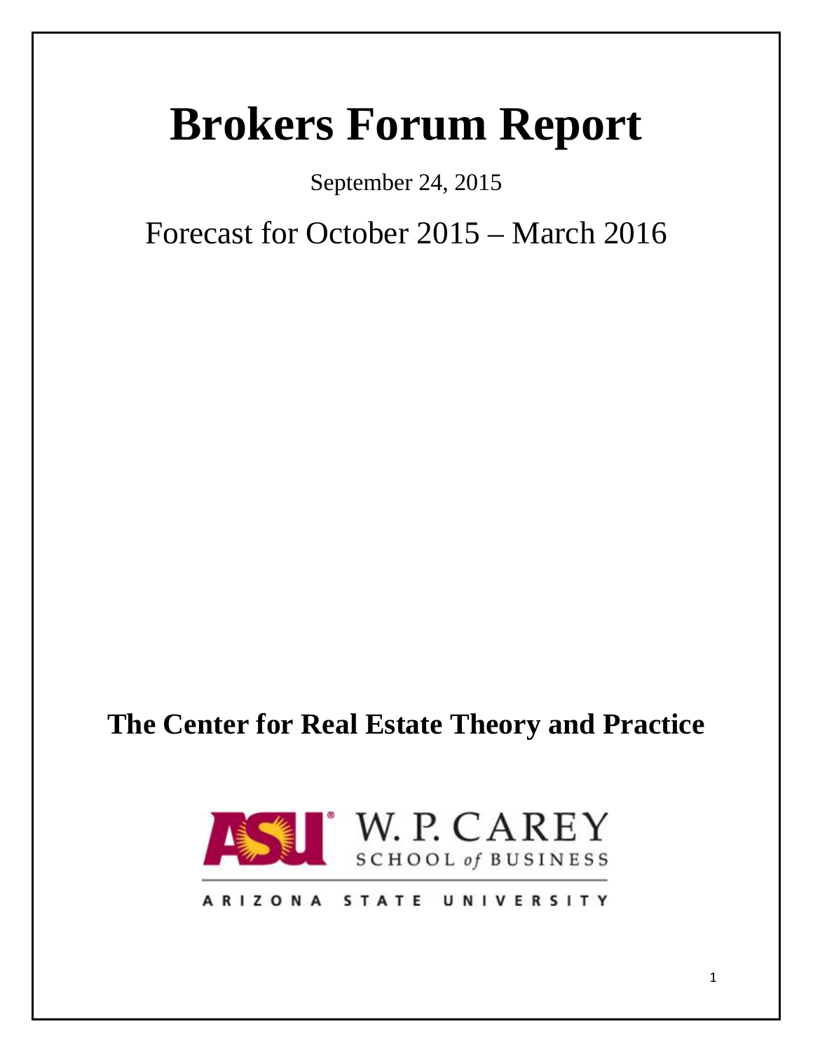# Brokers Forum Report

September 24, 2015

Forecast for October 2015 – March 2016

**The Center for Real Estate Theory and Practice**

W. P. CAREY SCHOOL of BUSINESS

ARIZONA STATE UNIVERSITY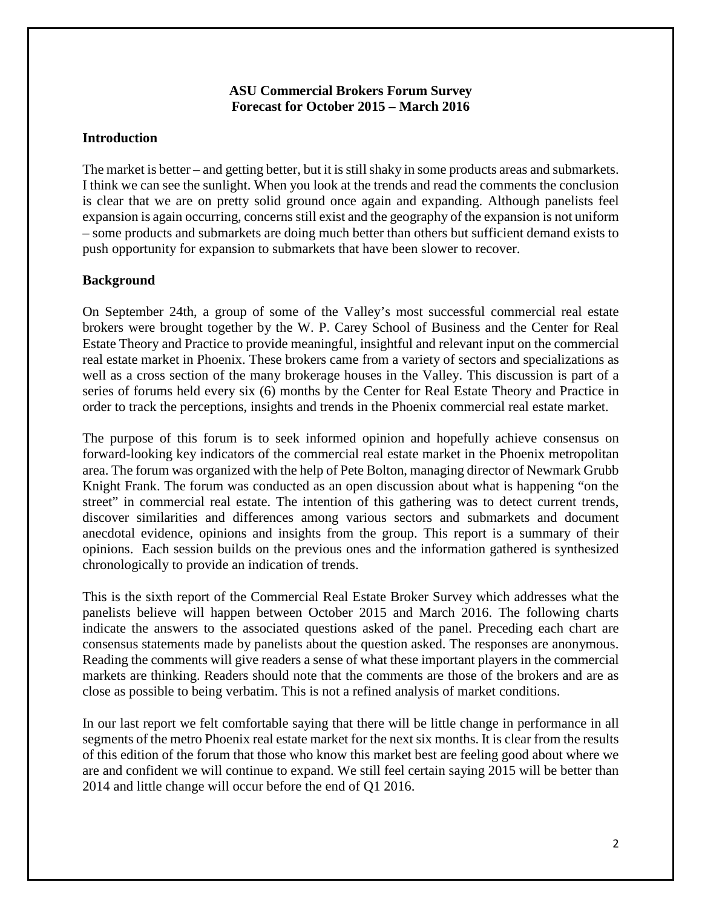**ASU Commercial Brokers Forum Survey**
**Forecast for October 2015 – March 2016**

## Introduction

The market is better – and getting better, but it is still shaky in some products areas and submarkets. I think we can see the sunlight. When you look at the trends and read the comments the conclusion is clear that we are on pretty solid ground once again and expanding. Although panelists feel expansion is again occurring, concerns still exist and the geography of the expansion is not uniform – some products and submarkets are doing much better than others but sufficient demand exists to push opportunity for expansion to submarkets that have been slower to recover.

## Background

On September 24th, a group of some of the Valley's most successful commercial real estate brokers were brought together by the W. P. Carey School of Business and the Center for Real Estate Theory and Practice to provide meaningful, insightful and relevant input on the commercial real estate market in Phoenix. These brokers came from a variety of sectors and specializations as well as a cross section of the many brokerage houses in the Valley. This discussion is part of a series of forums held every six (6) months by the Center for Real Estate Theory and Practice in order to track the perceptions, insights and trends in the Phoenix commercial real estate market.

The purpose of this forum is to seek informed opinion and hopefully achieve consensus on forward-looking key indicators of the commercial real estate market in the Phoenix metropolitan area. The forum was organized with the help of Pete Bolton, managing director of Newmark Grubb Knight Frank. The forum was conducted as an open discussion about what is happening "on the street" in commercial real estate. The intention of this gathering was to detect current trends, discover similarities and differences among various sectors and submarkets and document anecdotal evidence, opinions and insights from the group. This report is a summary of their opinions. Each session builds on the previous ones and the information gathered is synthesized chronologically to provide an indication of trends.

This is the sixth report of the Commercial Real Estate Broker Survey which addresses what the panelists believe will happen between October 2015 and March 2016. The following charts indicate the answers to the associated questions asked of the panel. Preceding each chart are consensus statements made by panelists about the question asked. The responses are anonymous. Reading the comments will give readers a sense of what these important players in the commercial markets are thinking. Readers should note that the comments are those of the brokers and are as close as possible to being verbatim. This is not a refined analysis of market conditions.

In our last report we felt comfortable saying that there will be little change in performance in all segments of the metro Phoenix real estate market for the next six months. It is clear from the results of this edition of the forum that those who know this market best are feeling good about where we are and confident we will continue to expand. We still feel certain saying 2015 will be better than 2014 and little change will occur before the end of Q1 2016.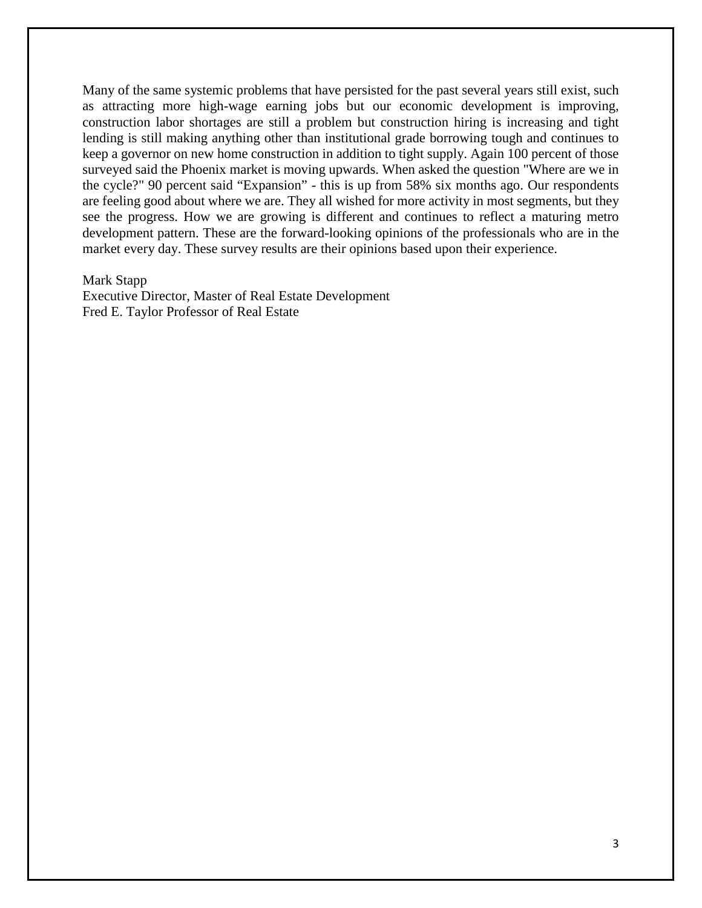Many of the same systemic problems that have persisted for the past several years still exist, such as attracting more high-wage earning jobs but our economic development is improving, construction labor shortages are still a problem but construction hiring is increasing and tight lending is still making anything other than institutional grade borrowing tough and continues to keep a governor on new home construction in addition to tight supply. Again 100 percent of those surveyed said the Phoenix market is moving upwards. When asked the question "Where are we in the cycle?" 90 percent said "Expansion" - this is up from 58% six months ago. Our respondents are feeling good about where we are. They all wished for more activity in most segments, but they see the progress. How we are growing is different and continues to reflect a maturing metro development pattern. These are the forward-looking opinions of the professionals who are in the market every day. These survey results are their opinions based upon their experience.

Mark Stapp  
Executive Director, Master of Real Estate Development  
Fred E. Taylor Professor of Real Estate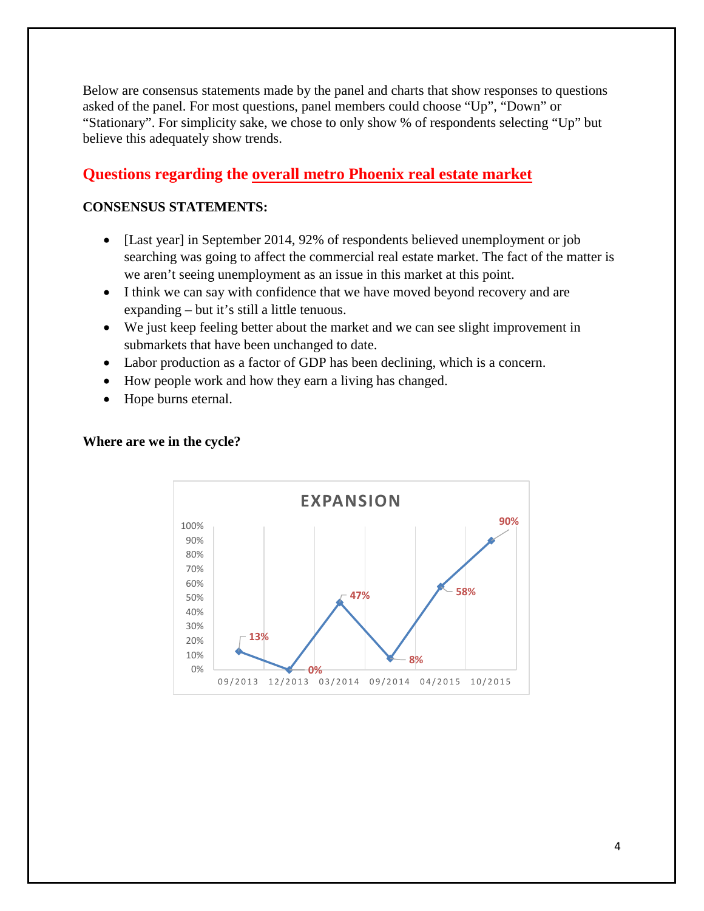Below are consensus statements made by the panel and charts that show responses to questions asked of the panel. For most questions, panel members could choose "Up", "Down" or "Stationary". For simplicity sake, we chose to only show % of respondents selecting "Up" but believe this adequately show trends.

## Questions regarding the overall metro Phoenix real estate market

**CONSENSUS STATEMENTS:**

- [Last year] in September 2014, 92% of respondents believed unemployment or job searching was going to affect the commercial real estate market. The fact of the matter is we aren't seeing unemployment as an issue in this market at this point.
- I think we can say with confidence that we have moved beyond recovery and are expanding – but it's still a little tenuous.
- We just keep feeling better about the market and we can see slight improvement in submarkets that have been unchanged to date.
- Labor production as a factor of GDP has been declining, which is a concern.
- How people work and how they earn a living has changed.
- Hope burns eternal.

**Where are we in the cycle?**

**EXPANSION**

| Date | % Up |
|---|---|
| 09/2013 | 13% |
| 12/2013 | 0% |
| 03/2014 | 47% |
| 09/2014 | 8% |
| 04/2015 | 58% |
| 10/2015 | 90% |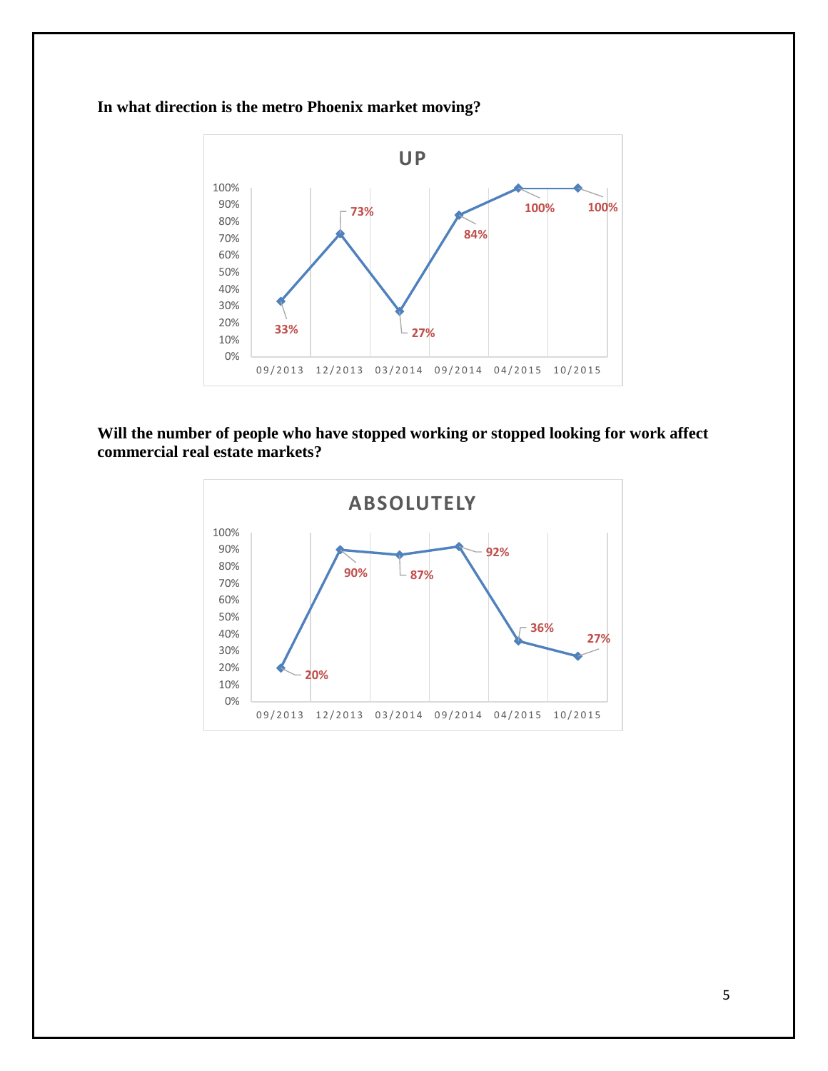**In what direction is the metro Phoenix market moving?**

**UP**

| Date | Percentage |
|---|---|
| 09/2013 | 33% |
| 12/2013 | 73% |
| 03/2014 | 27% |
| 09/2014 | 84% |
| 04/2015 | 100% |
| 10/2015 | 100% |

**Will the number of people who have stopped working or stopped looking for work affect commercial real estate markets?**

**ABSOLUTELY**

| Date | Percentage |
|---|---|
| 09/2013 | 20% |
| 12/2013 | 90% |
| 03/2014 | 87% |
| 09/2014 | 92% |
| 04/2015 | 36% |
| 10/2015 | 27% |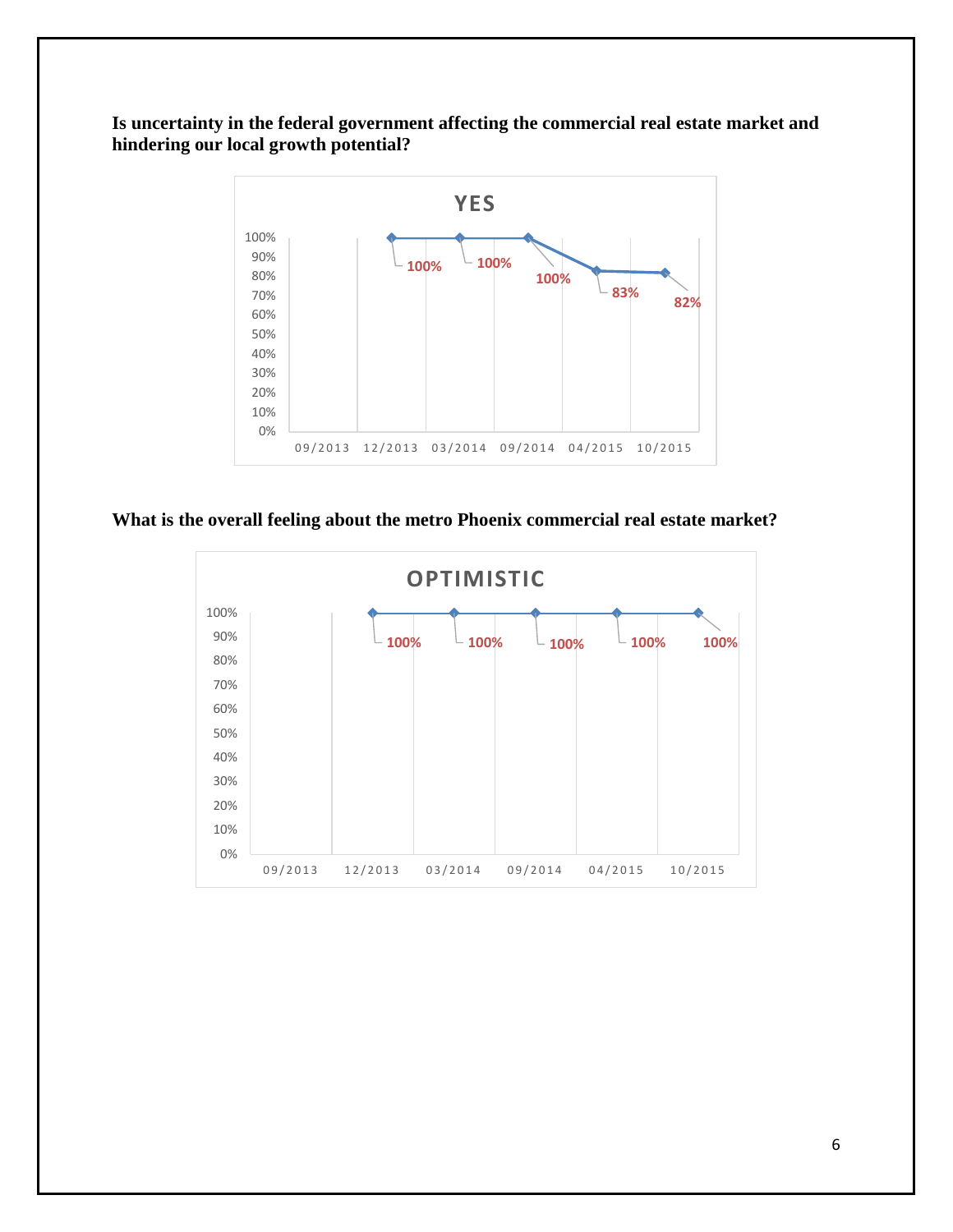**Is uncertainty in the federal government affecting the commercial real estate market and hindering our local growth potential?**

**YES**

| 09/2013 | 12/2013 | 03/2014 | 09/2014 | 04/2015 | 10/2015 |
|---|---|---|---|---|---|
| | 100% | 100% | 100% | 83% | 82% |

**What is the overall feeling about the metro Phoenix commercial real estate market?**

**OPTIMISTIC**

| 09/2013 | 12/2013 | 03/2014 | 09/2014 | 04/2015 | 10/2015 |
|---|---|---|---|---|---|
| | 100% | 100% | 100% | 100% | 100% |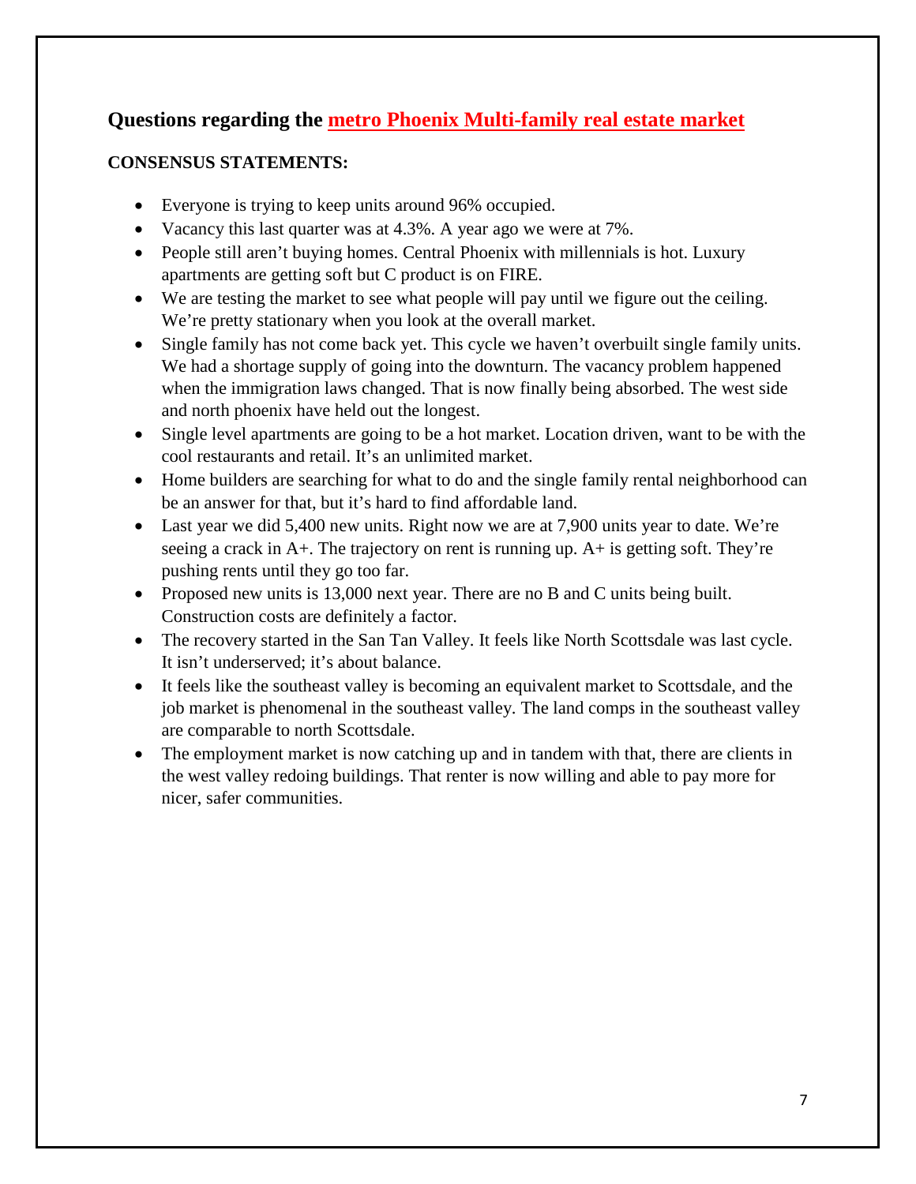## Questions regarding the metro Phoenix Multi-family real estate market

**CONSENSUS STATEMENTS:**

- Everyone is trying to keep units around 96% occupied.
- Vacancy this last quarter was at 4.3%. A year ago we were at 7%.
- People still aren't buying homes. Central Phoenix with millennials is hot. Luxury apartments are getting soft but C product is on FIRE.
- We are testing the market to see what people will pay until we figure out the ceiling. We're pretty stationary when you look at the overall market.
- Single family has not come back yet. This cycle we haven't overbuilt single family units. We had a shortage supply of going into the downturn. The vacancy problem happened when the immigration laws changed. That is now finally being absorbed. The west side and north phoenix have held out the longest.
- Single level apartments are going to be a hot market. Location driven, want to be with the cool restaurants and retail. It's an unlimited market.
- Home builders are searching for what to do and the single family rental neighborhood can be an answer for that, but it's hard to find affordable land.
- Last year we did 5,400 new units. Right now we are at 7,900 units year to date. We're seeing a crack in A+. The trajectory on rent is running up. A+ is getting soft. They're pushing rents until they go too far.
- Proposed new units is 13,000 next year. There are no B and C units being built. Construction costs are definitely a factor.
- The recovery started in the San Tan Valley. It feels like North Scottsdale was last cycle. It isn't underserved; it's about balance.
- It feels like the southeast valley is becoming an equivalent market to Scottsdale, and the job market is phenomenal in the southeast valley. The land comps in the southeast valley are comparable to north Scottsdale.
- The employment market is now catching up and in tandem with that, there are clients in the west valley redoing buildings. That renter is now willing and able to pay more for nicer, safer communities.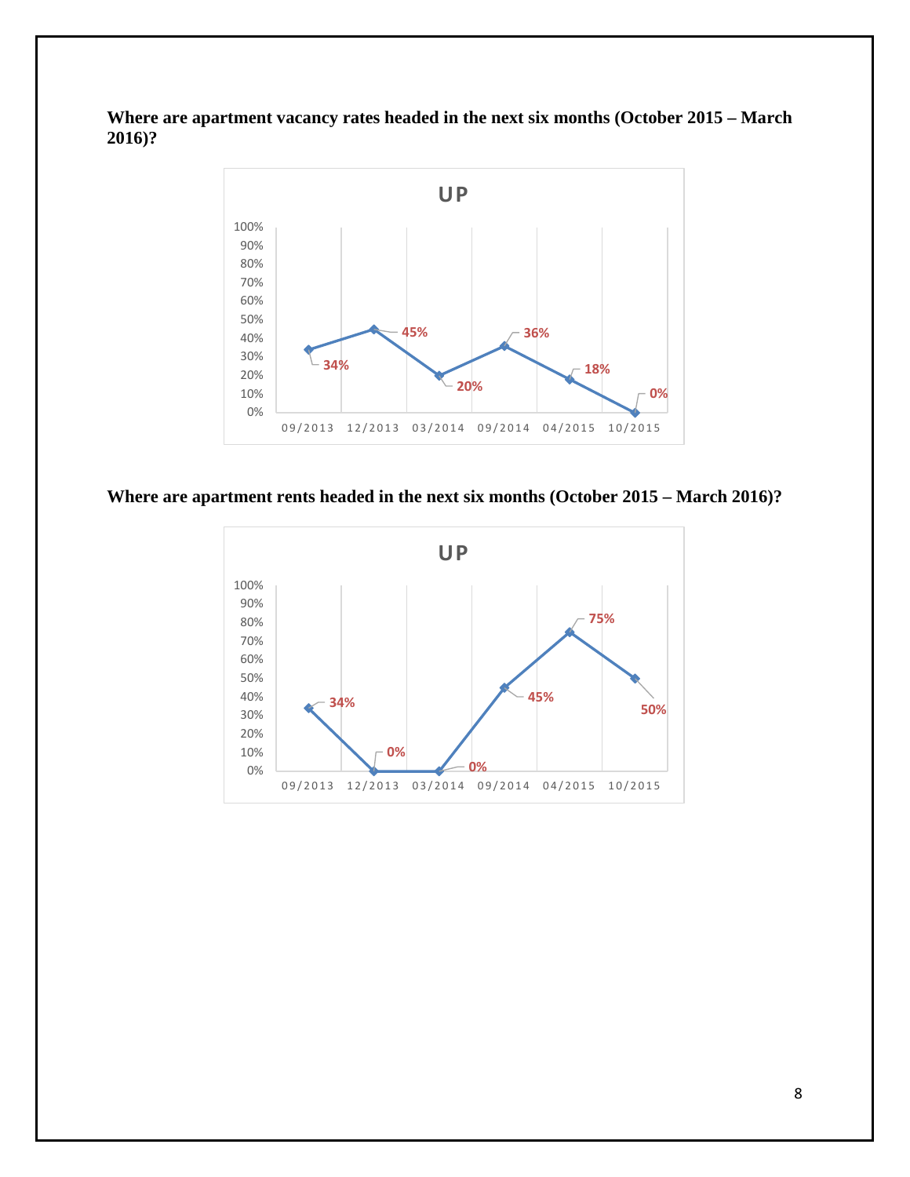**Where are apartment vacancy rates headed in the next six months (October 2015 – March 2016)?**

UP

| Date | UP |
|---|---|
| 09/2013 | 34% |
| 12/2013 | 45% |
| 03/2014 | 20% |
| 09/2014 | 36% |
| 04/2015 | 18% |
| 10/2015 | 0% |

**Where are apartment rents headed in the next six months (October 2015 – March 2016)?**

UP

| Date | UP |
|---|---|
| 09/2013 | 34% |
| 12/2013 | 0% |
| 03/2014 | 0% |
| 09/2014 | 45% |
| 04/2015 | 75% |
| 10/2015 | 50% |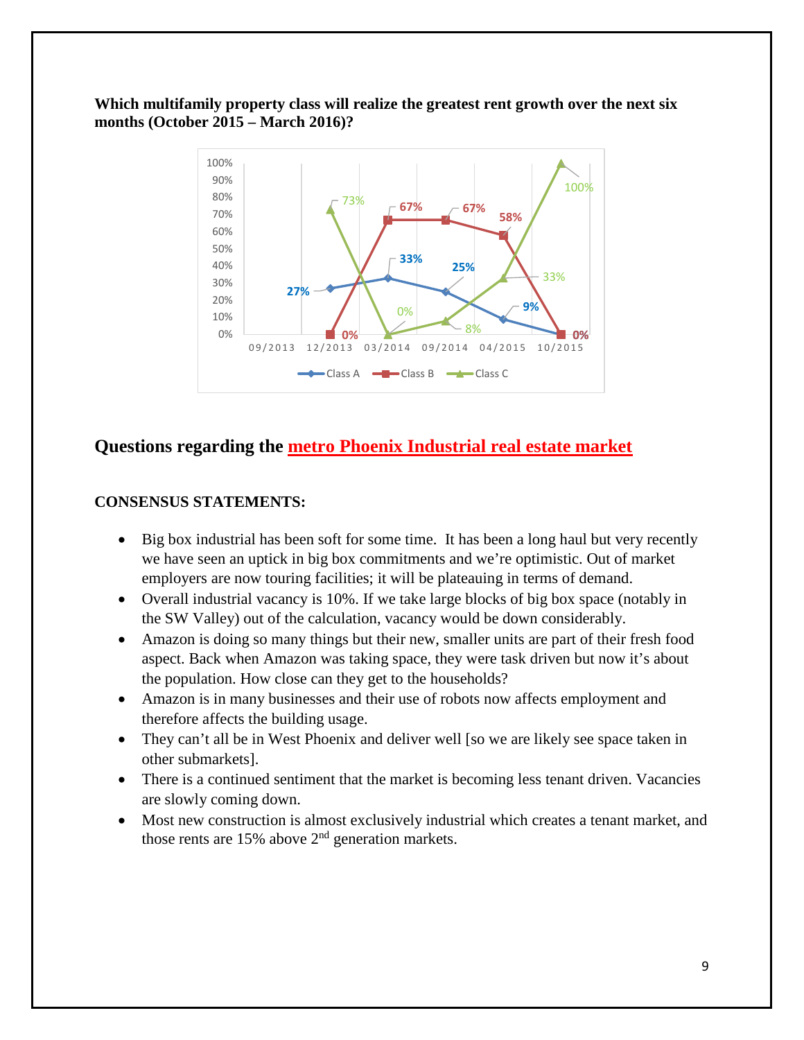**Which multifamily property class will realize the greatest rent growth over the next six months (October 2015 – March 2016)?**

| | 09/2013 | 12/2013 | 03/2014 | 09/2014 | 04/2015 | 10/2015 |
|---|---|---|---|---|---|---|
| Class A | | 27% | 33% | 25% | 9% | 0% |
| Class B | | 0% | 67% | 67% | 58% | 0% |
| Class C | | 73% | 0% | 8% | 33% | 100% |

## Questions regarding the metro Phoenix Industrial real estate market

**CONSENSUS STATEMENTS:**

- Big box industrial has been soft for some time. It has been a long haul but very recently we have seen an uptick in big box commitments and we're optimistic. Out of market employers are now touring facilities; it will be plateauing in terms of demand.
- Overall industrial vacancy is 10%. If we take large blocks of big box space (notably in the SW Valley) out of the calculation, vacancy would be down considerably.
- Amazon is doing so many things but their new, smaller units are part of their fresh food aspect. Back when Amazon was taking space, they were task driven but now it's about the population. How close can they get to the households?
- Amazon is in many businesses and their use of robots now affects employment and therefore affects the building usage.
- They can't all be in West Phoenix and deliver well [so we are likely see space taken in other submarkets].
- There is a continued sentiment that the market is becoming less tenant driven. Vacancies are slowly coming down.
- Most new construction is almost exclusively industrial which creates a tenant market, and those rents are 15% above 2nd generation markets.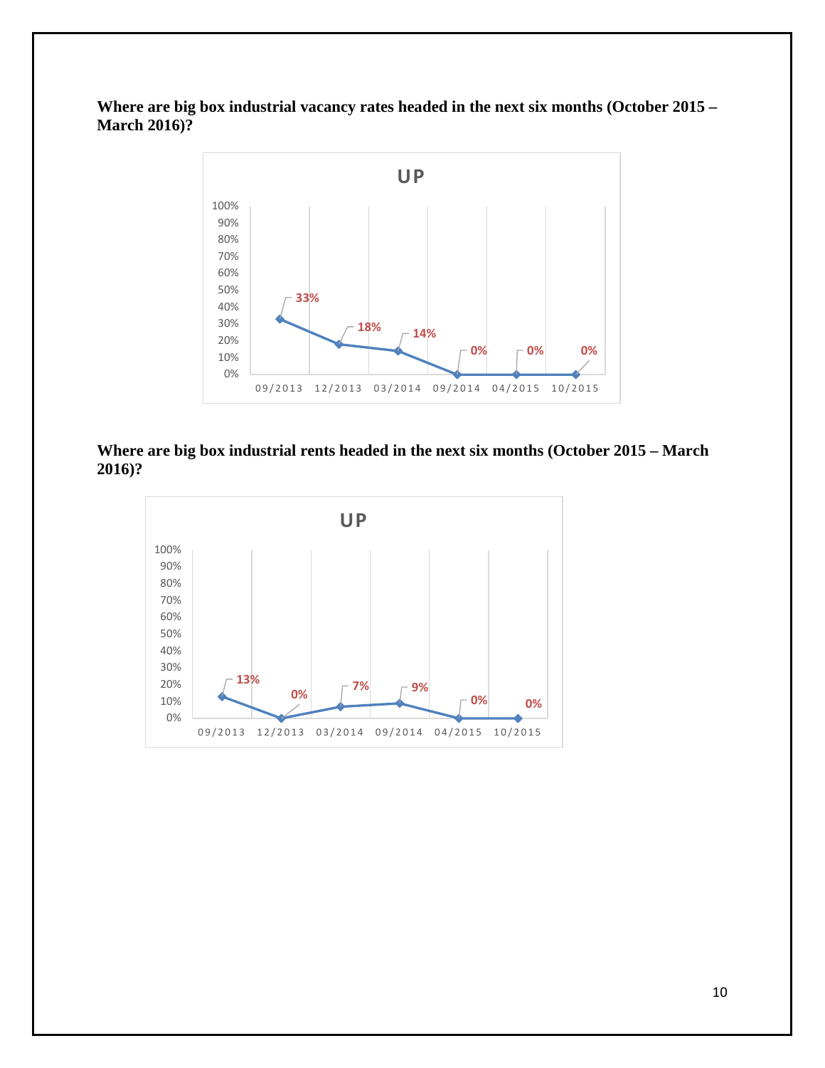**Where are big box industrial vacancy rates headed in the next six months (October 2015 – March 2016)?**

**UP**

| 09/2013 | 12/2013 | 03/2014 | 09/2014 | 04/2015 | 10/2015 |
|---|---|---|---|---|---|
| 33% | 18% | 14% | 0% | 0% | 0% |

**Where are big box industrial rents headed in the next six months (October 2015 – March 2016)?**

**UP**

| 09/2013 | 12/2013 | 03/2014 | 09/2014 | 04/2015 | 10/2015 |
|---|---|---|---|---|---|
| 13% | 0% | 7% | 9% | 0% | 0% |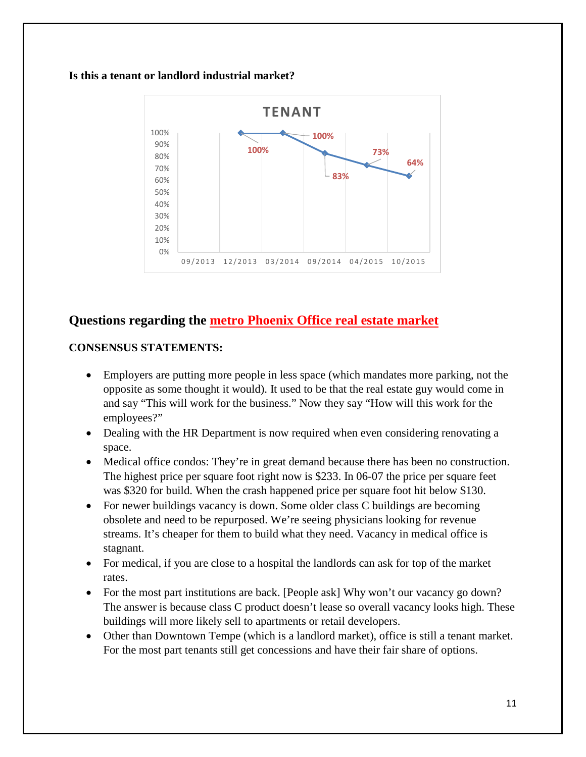**Is this a tenant or landlord industrial market?**

TENANT

| Date | Tenant |
|---|---|
| 09/2013 | |
| 12/2013 | 100% |
| 03/2014 | 100% |
| 09/2014 | 83% |
| 04/2015 | 73% |
| 10/2015 | 64% |

## Questions regarding the metro Phoenix Office real estate market

**CONSENSUS STATEMENTS:**

- Employers are putting more people in less space (which mandates more parking, not the opposite as some thought it would). It used to be that the real estate guy would come in and say "This will work for the business." Now they say "How will this work for the employees?"
- Dealing with the HR Department is now required when even considering renovating a space.
- Medical office condos: They're in great demand because there has been no construction. The highest price per square foot right now is $233. In 06-07 the price per square feet was $320 for build. When the crash happened price per square foot hit below $130.
- For newer buildings vacancy is down. Some older class C buildings are becoming obsolete and need to be repurposed. We're seeing physicians looking for revenue streams. It's cheaper for them to build what they need. Vacancy in medical office is stagnant.
- For medical, if you are close to a hospital the landlords can ask for top of the market rates.
- For the most part institutions are back. [People ask] Why won't our vacancy go down? The answer is because class C product doesn't lease so overall vacancy looks high. These buildings will more likely sell to apartments or retail developers.
- Other than Downtown Tempe (which is a landlord market), office is still a tenant market. For the most part tenants still get concessions and have their fair share of options.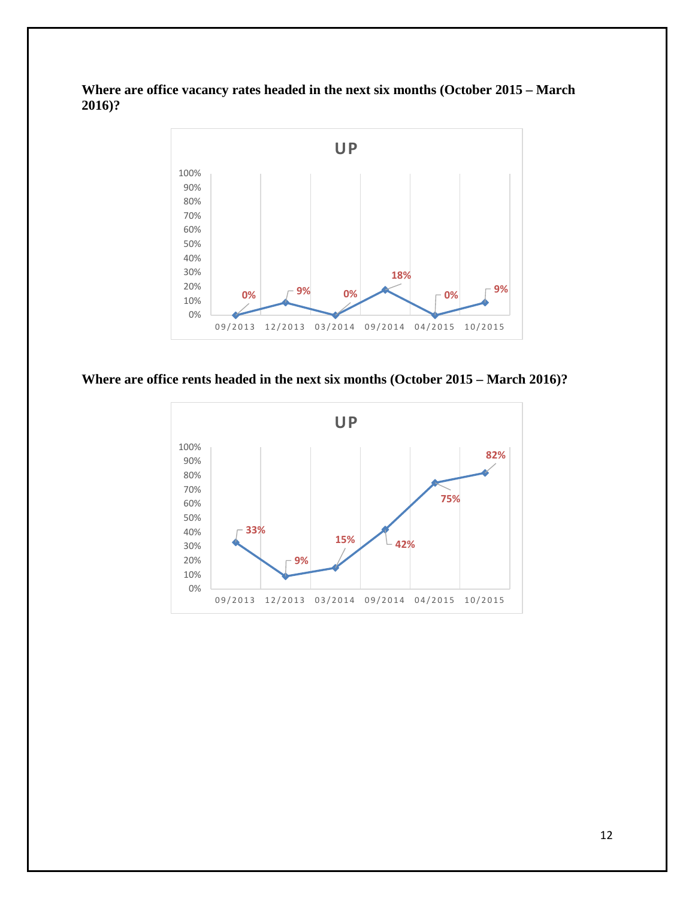**Where are office vacancy rates headed in the next six months (October 2015 – March 2016)?**

UP

| Date | UP |
|---|---|
| 09/2013 | 0% |
| 12/2013 | 9% |
| 03/2014 | 0% |
| 09/2014 | 18% |
| 04/2015 | 0% |
| 10/2015 | 9% |

**Where are office rents headed in the next six months (October 2015 – March 2016)?**

UP

| Date | UP |
|---|---|
| 09/2013 | 33% |
| 12/2013 | 9% |
| 03/2014 | 15% |
| 09/2014 | 42% |
| 04/2015 | 75% |
| 10/2015 | 82% |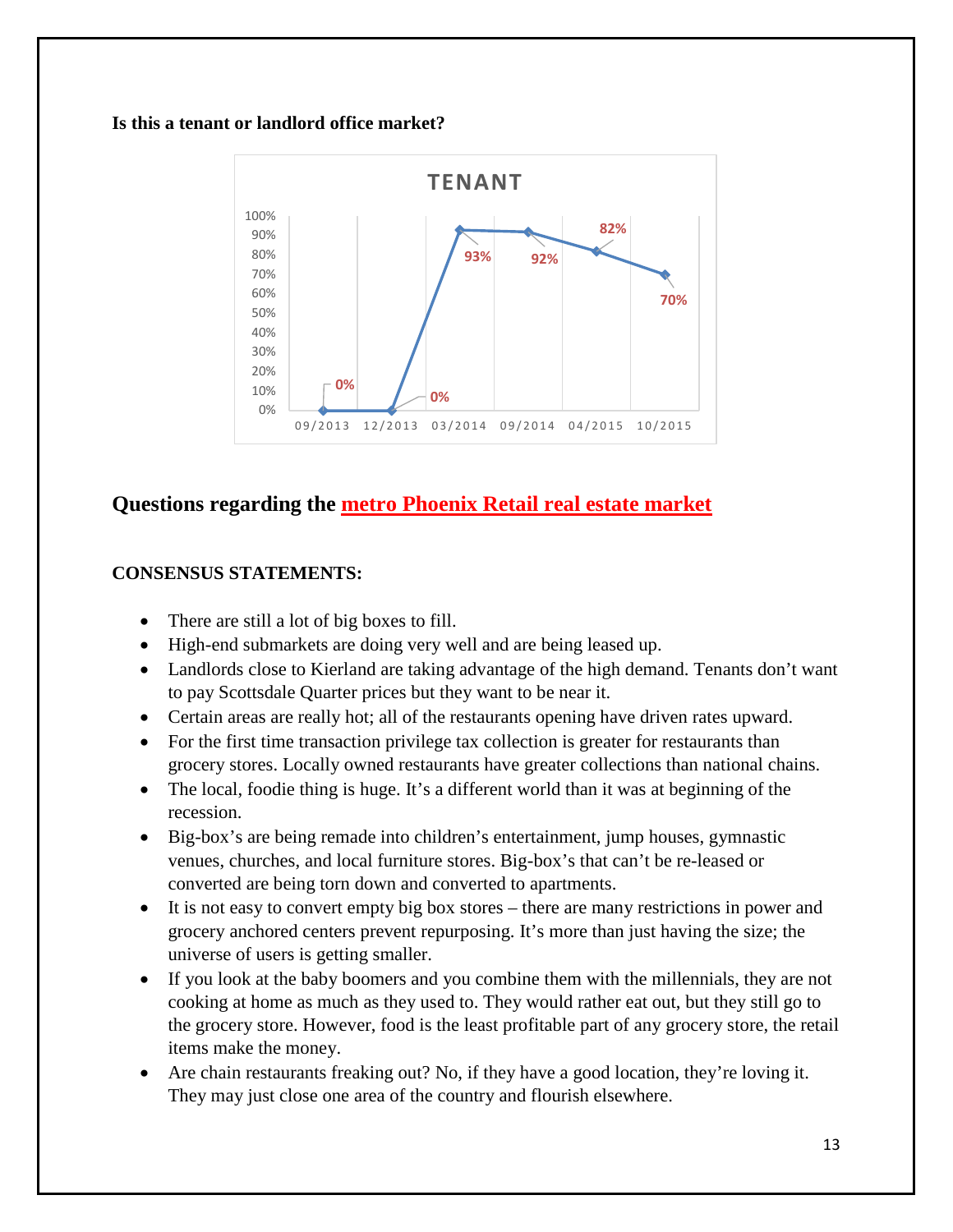**Is this a tenant or landlord office market?**

**TENANT**

| Date | Tenant |
|---|---|
| 09/2013 | 0% |
| 12/2013 | 0% |
| 03/2014 | 93% |
| 09/2014 | 92% |
| 04/2015 | 82% |
| 10/2015 | 70% |

## Questions regarding the metro Phoenix Retail real estate market

**CONSENSUS STATEMENTS:**

- There are still a lot of big boxes to fill.
- High-end submarkets are doing very well and are being leased up.
- Landlords close to Kierland are taking advantage of the high demand. Tenants don't want to pay Scottsdale Quarter prices but they want to be near it.
- Certain areas are really hot; all of the restaurants opening have driven rates upward.
- For the first time transaction privilege tax collection is greater for restaurants than grocery stores. Locally owned restaurants have greater collections than national chains.
- The local, foodie thing is huge. It's a different world than it was at beginning of the recession.
- Big-box's are being remade into children's entertainment, jump houses, gymnastic venues, churches, and local furniture stores. Big-box's that can't be re-leased or converted are being torn down and converted to apartments.
- It is not easy to convert empty big box stores – there are many restrictions in power and grocery anchored centers prevent repurposing. It's more than just having the size; the universe of users is getting smaller.
- If you look at the baby boomers and you combine them with the millennials, they are not cooking at home as much as they used to. They would rather eat out, but they still go to the grocery store. However, food is the least profitable part of any grocery store, the retail items make the money.
- Are chain restaurants freaking out? No, if they have a good location, they're loving it. They may just close one area of the country and flourish elsewhere.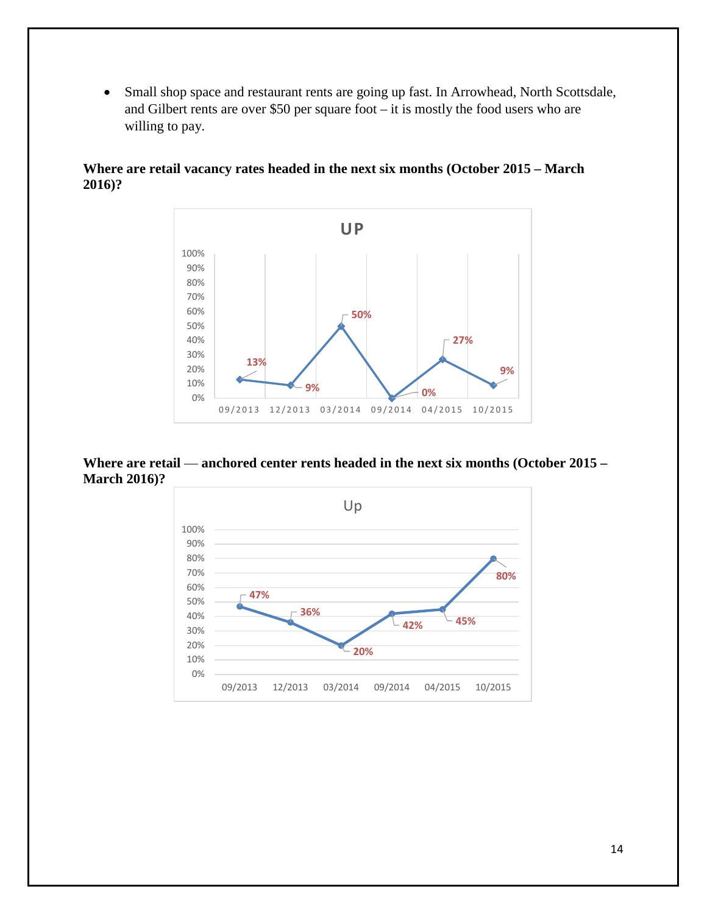- Small shop space and restaurant rents are going up fast. In Arrowhead, North Scottsdale, and Gilbert rents are over $50 per square foot – it is mostly the food users who are willing to pay.

**Where are retail vacancy rates headed in the next six months (October 2015 – March 2016)?**

**UP**

| 09/2013 | 12/2013 | 03/2014 | 09/2014 | 04/2015 | 10/2015 |
|---|---|---|---|---|---|
| 13% | 9% | 50% | 0% | 27% | 9% |

**Where are retail — anchored center rents headed in the next six months (October 2015 – March 2016)?**

**Up**

| 09/2013 | 12/2013 | 03/2014 | 09/2014 | 04/2015 | 10/2015 |
|---|---|---|---|---|---|
| 47% | 36% | 20% | 42% | 45% | 80% |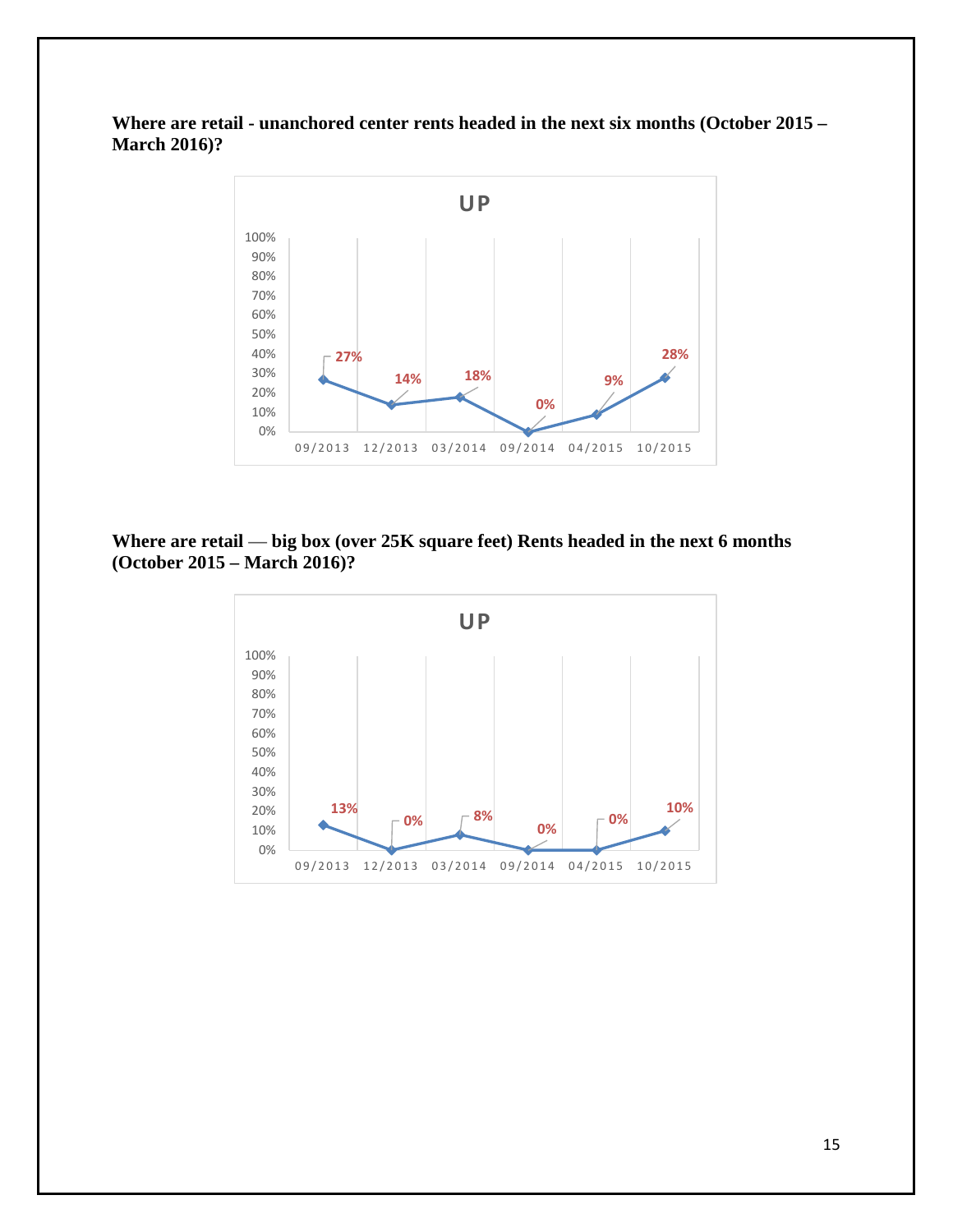**Where are retail - unanchored center rents headed in the next six months (October 2015 – March 2016)?**

**UP**

| 09/2013 | 12/2013 | 03/2014 | 09/2014 | 04/2015 | 10/2015 |
|---|---|---|---|---|---|
| 27% | 14% | 18% | 0% | 9% | 28% |

**Where are retail — big box (over 25K square feet) Rents headed in the next 6 months (October 2015 – March 2016)?**

**UP**

| 09/2013 | 12/2013 | 03/2014 | 09/2014 | 04/2015 | 10/2015 |
|---|---|---|---|---|---|
| 13% | 0% | 8% | 0% | 0% | 10% |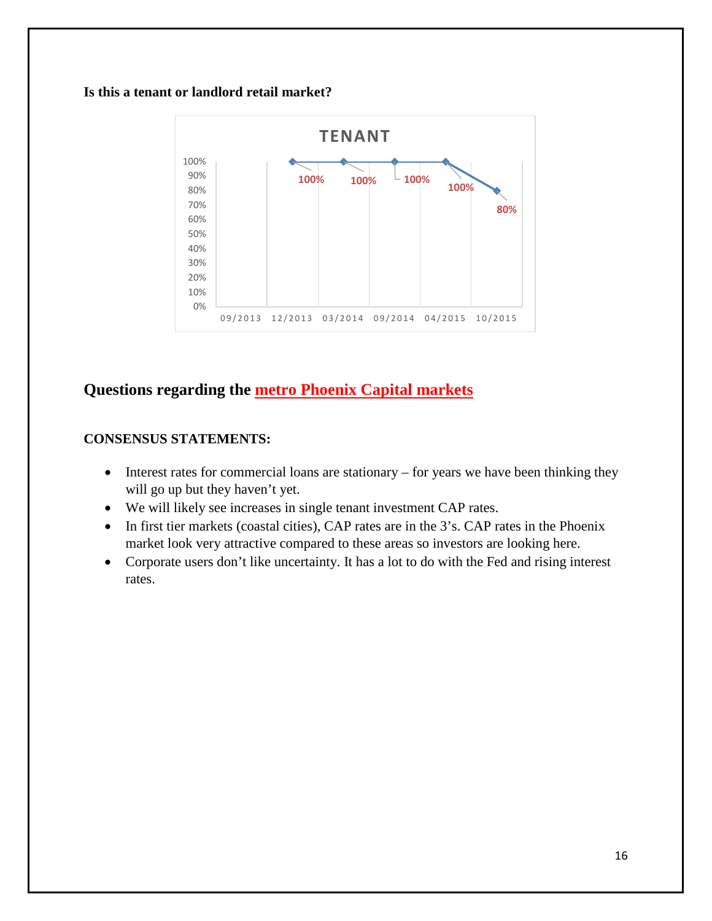**Is this a tenant or landlord retail market?**

**TENANT**

| Date | Tenant |
|---|---|
| 09/2013 | |
| 12/2013 | 100% |
| 03/2014 | 100% |
| 09/2014 | 100% |
| 04/2015 | 100% |
| 10/2015 | 80% |

## Questions regarding the metro Phoenix Capital markets

**CONSENSUS STATEMENTS:**

- Interest rates for commercial loans are stationary – for years we have been thinking they will go up but they haven't yet.
- We will likely see increases in single tenant investment CAP rates.
- In first tier markets (coastal cities), CAP rates are in the 3's. CAP rates in the Phoenix market look very attractive compared to these areas so investors are looking here.
- Corporate users don't like uncertainty. It has a lot to do with the Fed and rising interest rates.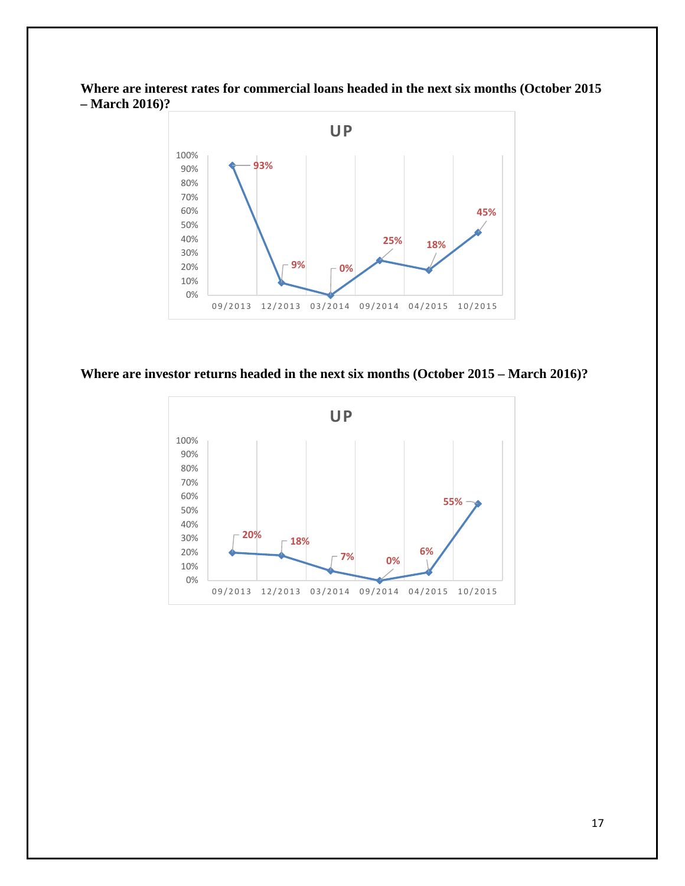**Where are interest rates for commercial loans headed in the next six months (October 2015 – March 2016)?**

UP

| Date | UP |
|---|---|
| 09/2013 | 93% |
| 12/2013 | 9% |
| 03/2014 | 0% |
| 09/2014 | 25% |
| 04/2015 | 18% |
| 10/2015 | 45% |

**Where are investor returns headed in the next six months (October 2015 – March 2016)?**

UP

| Date | UP |
|---|---|
| 09/2013 | 20% |
| 12/2013 | 18% |
| 03/2014 | 7% |
| 09/2014 | 0% |
| 04/2015 | 6% |
| 10/2015 | 55% |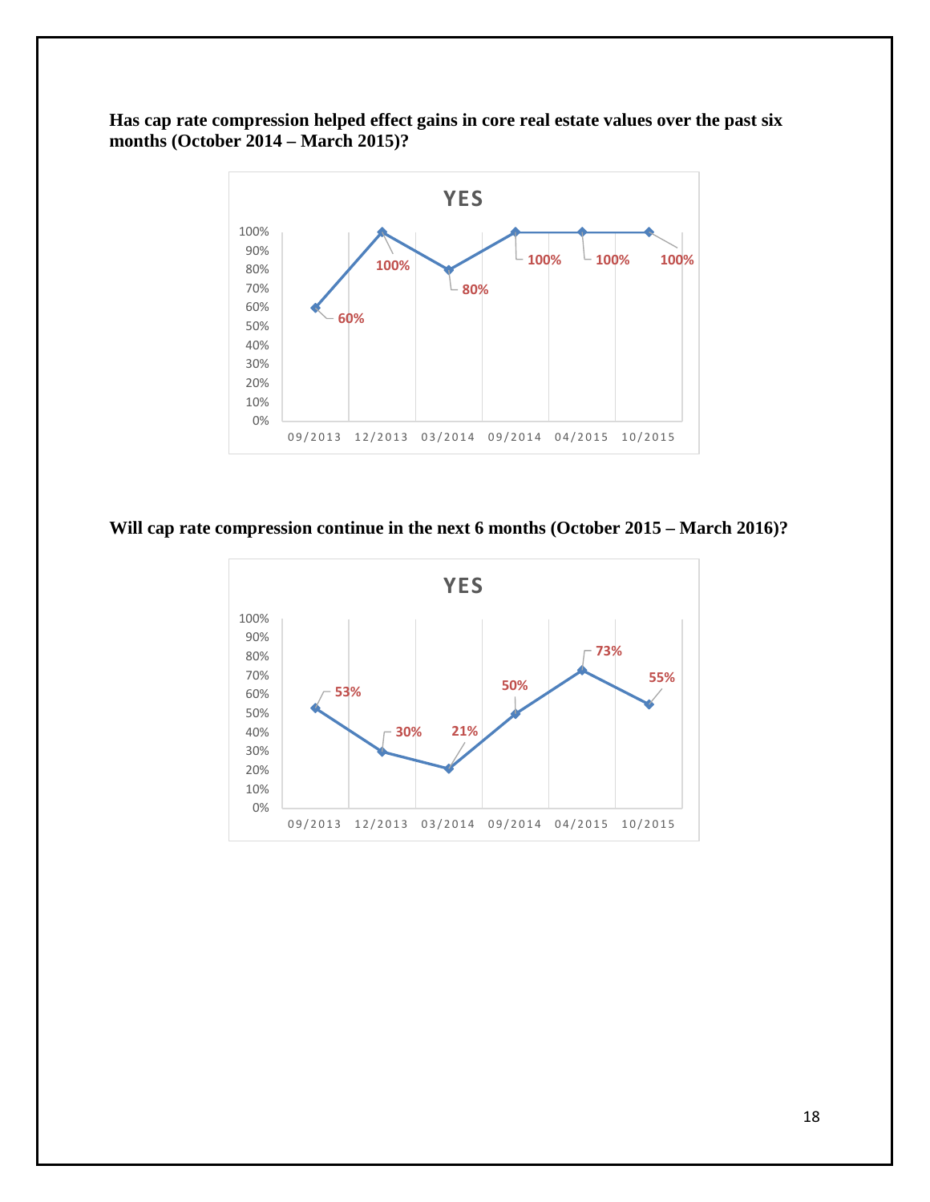**Has cap rate compression helped effect gains in core real estate values over the past six months (October 2014 – March 2015)?**

YES

| 09/2013 | 12/2013 | 03/2014 | 09/2014 | 04/2015 | 10/2015 |
|---|---|---|---|---|---|
| 60% | 100% | 80% | 100% | 100% | 100% |

**Will cap rate compression continue in the next 6 months (October 2015 – March 2016)?**

YES

| 09/2013 | 12/2013 | 03/2014 | 09/2014 | 04/2015 | 10/2015 |
|---|---|---|---|---|---|
| 53% | 30% | 21% | 50% | 73% | 55% |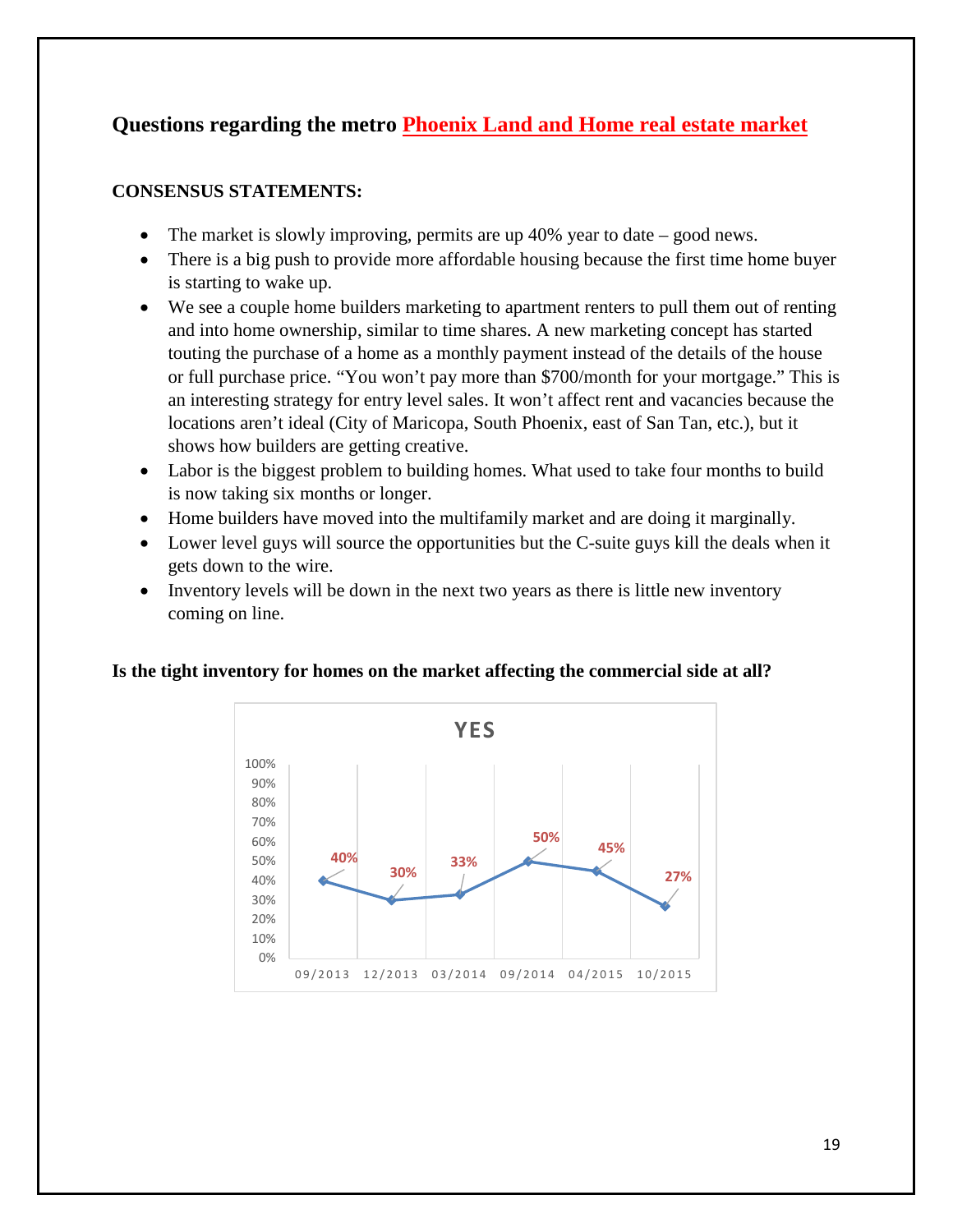## Questions regarding the metro Phoenix Land and Home real estate market

**CONSENSUS STATEMENTS:**

- The market is slowly improving, permits are up 40% year to date – good news.
- There is a big push to provide more affordable housing because the first time home buyer is starting to wake up.
- We see a couple home builders marketing to apartment renters to pull them out of renting and into home ownership, similar to time shares. A new marketing concept has started touting the purchase of a home as a monthly payment instead of the details of the house or full purchase price. "You won't pay more than $700/month for your mortgage." This is an interesting strategy for entry level sales. It won't affect rent and vacancies because the locations aren't ideal (City of Maricopa, South Phoenix, east of San Tan, etc.), but it shows how builders are getting creative.
- Labor is the biggest problem to building homes. What used to take four months to build is now taking six months or longer.
- Home builders have moved into the multifamily market and are doing it marginally.
- Lower level guys will source the opportunities but the C-suite guys kill the deals when it gets down to the wire.
- Inventory levels will be down in the next two years as there is little new inventory coming on line.

**Is the tight inventory for homes on the market affecting the commercial side at all?**

YES

| Date | YES |
| --- | --- |
| 09/2013 | 40% |
| 12/2013 | 30% |
| 03/2014 | 33% |
| 09/2014 | 50% |
| 04/2015 | 45% |
| 10/2015 | 27% |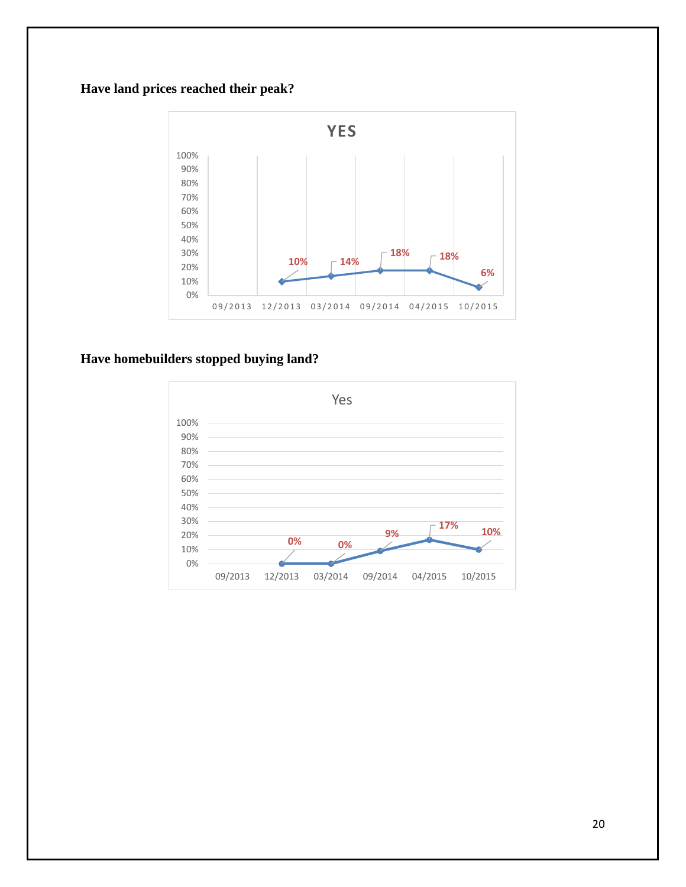**Have land prices reached their peak?**

**YES**

| | 09/2013 | 12/2013 | 03/2014 | 09/2014 | 04/2015 | 10/2015 |
|---|---|---|---|---|---|---|
| Yes | | 10% | 14% | 18% | 18% | 6% |

**Have homebuilders stopped buying land?**

Yes

| | 09/2013 | 12/2013 | 03/2014 | 09/2014 | 04/2015 | 10/2015 |
|---|---|---|---|---|---|---|
| Yes | | 0% | 0% | 9% | 17% | 10% |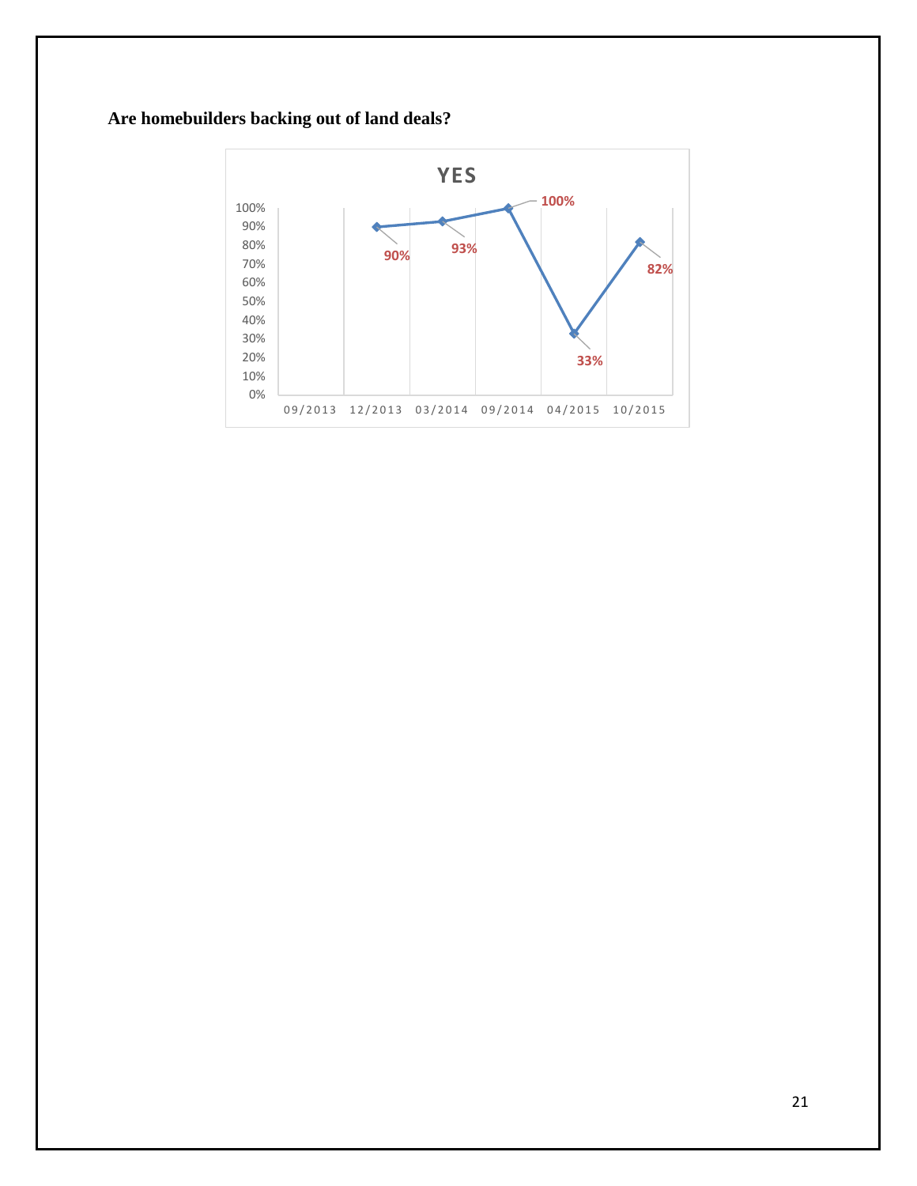**Are homebuilders backing out of land deals?**

YES

100%
90%
80%
70%
60%
50%
40%
30%
20%
10%
0%

09/2013 12/2013 03/2014 09/2014 04/2015 10/2015

90%
93%
100%
33%
82%